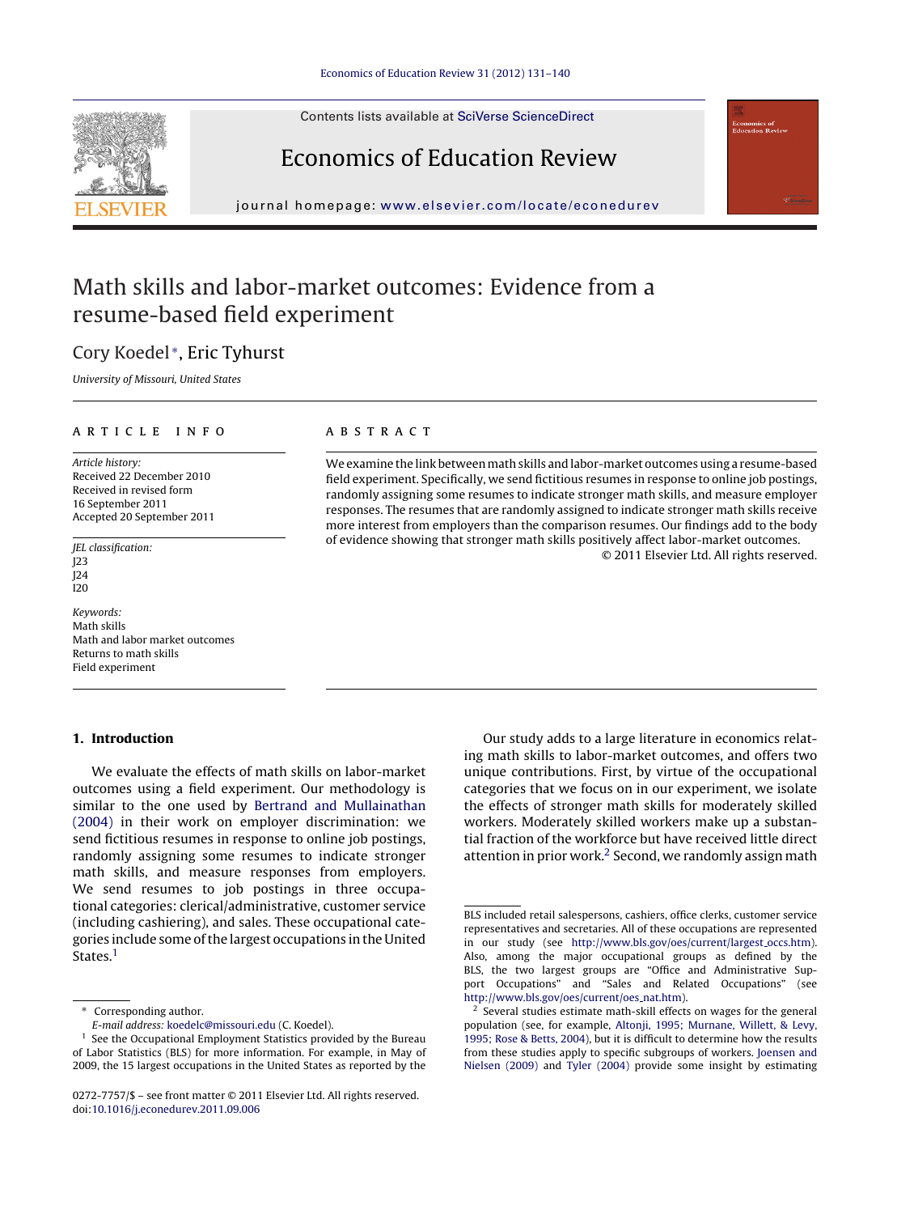# Math skills and labor-market outcomes: Evidence from a resume-based field experiment

Cory Koedel*, Eric Tyhurst

*University of Missouri, United States*

---

**ARTICLE INFO**

*Article history:*
Received 22 December 2010
Received in revised form
16 September 2011
Accepted 20 September 2011

*JEL classification:*
J23
J24
I20

*Keywords:*
Math skills
Math and labor market outcomes
Returns to math skills
Field experiment

**ABSTRACT**

We examine the link between math skills and labor-market outcomes using a resume-based field experiment. Specifically, we send fictitious resumes in response to online job postings, randomly assigning some resumes to indicate stronger math skills, and measure employer responses. The resumes that are randomly assigned to indicate stronger math skills receive more interest from employers than the comparison resumes. Our findings add to the body of evidence showing that stronger math skills positively affect labor-market outcomes.

© 2011 Elsevier Ltd. All rights reserved.

---

## 1. Introduction

We evaluate the effects of math skills on labor-market outcomes using a field experiment. Our methodology is similar to the one used by Bertrand and Mullainathan (2004) in their work on employer discrimination: we send fictitious resumes in response to online job postings, randomly assigning some resumes to indicate stronger math skills, and measure responses from employers. We send resumes to job postings in three occupational categories: clerical/administrative, customer service (including cashiering), and sales. These occupational categories include some of the largest occupations in the United States.[1]

Our study adds to a large literature in economics relating math skills to labor-market outcomes, and offers two unique contributions. First, by virtue of the occupational categories that we focus on in our experiment, we isolate the effects of stronger math skills for moderately skilled workers. Moderately skilled workers make up a substantial fraction of the workforce but have received little direct attention in prior work.[2] Second, we randomly assign math

---

\* Corresponding author.
*E-mail address:* koedelc@missouri.edu (C. Koedel).

[1] See the Occupational Employment Statistics provided by the Bureau of Labor Statistics (BLS) for more information. For example, in May of 2009, the 15 largest occupations in the United States as reported by the BLS included retail salespersons, cashiers, office clerks, customer service representatives and secretaries. All of these occupations are represented in our study (see http://www.bls.gov/oes/current/largest_occs.htm). Also, among the major occupational groups as defined by the BLS, the two largest groups are "Office and Administrative Support Occupations" and "Sales and Related Occupations" (see http://www.bls.gov/oes/current/oes_nat.htm).

[2] Several studies estimate math-skill effects on wages for the general population (see, for example, Altonji, 1995; Murnane, Willett, & Levy, 1995; Rose & Betts, 2004), but it is difficult to determine how the results from these studies apply to specific subgroups of workers. Joensen and Nielsen (2009) and Tyler (2004) provide some insight by estimating

0272-7757/$ – see front matter © 2011 Elsevier Ltd. All rights reserved.
doi:10.1016/j.econedurev.2011.09.006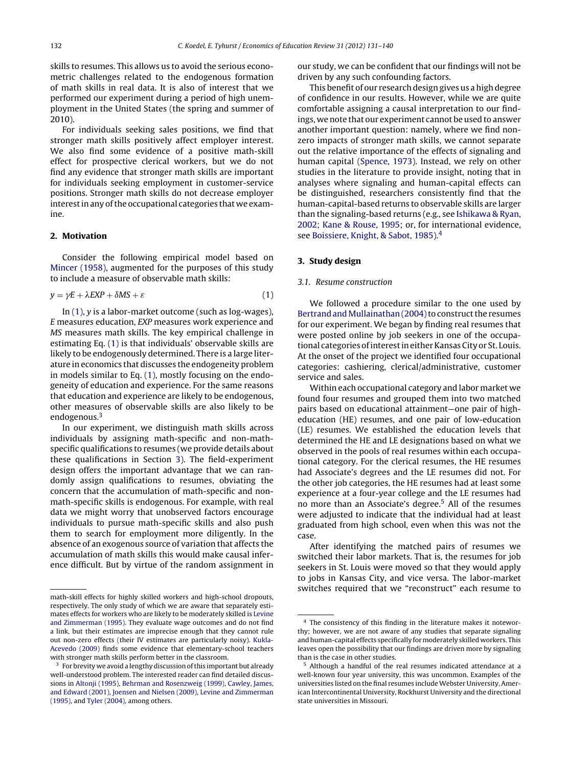skills to resumes. This allows us to avoid the serious econometric challenges related to the endogenous formation of math skills in real data. It is also of interest that we performed our experiment during a period of high unemployment in the United States (the spring and summer of 2010).

For individuals seeking sales positions, we find that stronger math skills positively affect employer interest. We also find some evidence of a positive math-skill effect for prospective clerical workers, but we do not find any evidence that stronger math skills are important for individuals seeking employment in customer-service positions. Stronger math skills do not decrease employer interest in any of the occupational categories that we examine.

## 2. Motivation

Consider the following empirical model based on Mincer (1958), augmented for the purposes of this study to include a measure of observable math skills:

$$y = \gamma E + \lambda EXP + \delta MS + \varepsilon \qquad (1)$$

In (1), $y$ is a labor-market outcome (such as log-wages), $E$ measures education, $EXP$ measures work experience and $MS$ measures math skills. The key empirical challenge in estimating Eq. (1) is that individuals' observable skills are likely to be endogenously determined. There is a large literature in economics that discusses the endogeneity problem in models similar to Eq. (1), mostly focusing on the endogeneity of education and experience. For the same reasons that education and experience are likely to be endogenous, other measures of observable skills are also likely to be endogenous.[3]

In our experiment, we distinguish math skills across individuals by assigning math-specific and non-math-specific qualifications to resumes (we provide details about these qualifications in Section 3). The field-experiment design offers the important advantage that we can randomly assign qualifications to resumes, obviating the concern that the accumulation of math-specific and non-math-specific skills is endogenous. For example, with real data we might worry that unobserved factors encourage individuals to pursue math-specific skills and also push them to search for employment more diligently. In the absence of an exogenous source of variation that affects the accumulation of math skills this would make causal inference difficult. But by virtue of the random assignment in our study, we can be confident that our findings will not be driven by any such confounding factors.

This benefit of our research design gives us a high degree of confidence in our results. However, while we are quite comfortable assigning a causal interpretation to our findings, we note that our experiment cannot be used to answer another important question: namely, where we find non-zero impacts of stronger math skills, we cannot separate out the relative importance of the effects of signaling and human capital (Spence, 1973). Instead, we rely on other studies in the literature to provide insight, noting that in analyses where signaling and human-capital effects can be distinguished, researchers consistently find that the human-capital-based returns to observable skills are larger than the signaling-based returns (e.g., see Ishikawa & Ryan, 2002; Kane & Rouse, 1995; or, for international evidence, see Boissiere, Knight, & Sabot, 1985).[4]

## 3. Study design

### 3.1. Resume construction

We followed a procedure similar to the one used by Bertrand and Mullainathan (2004) to construct the resumes for our experiment. We began by finding real resumes that were posted online by job seekers in one of the occupational categories of interest in either Kansas City or St. Louis. At the onset of the project we identified four occupational categories: cashiering, clerical/administrative, customer service and sales.

Within each occupational category and labor market we found four resumes and grouped them into two matched pairs based on educational attainment—one pair of high-education (HE) resumes, and one pair of low-education (LE) resumes. We established the education levels that determined the HE and LE designations based on what we observed in the pools of real resumes within each occupational category. For the clerical resumes, the HE resumes had Associate's degrees and the LE resumes did not. For the other job categories, the HE resumes had at least some experience at a four-year college and the LE resumes had no more than an Associate's degree.[5] All of the resumes were adjusted to indicate that the individual had at least graduated from high school, even when this was not the case.

After identifying the matched pairs of resumes we switched their labor markets. That is, the resumes for job seekers in St. Louis were moved so that they would apply to jobs in Kansas City, and vice versa. The labor-market switches required that we "reconstruct" each resume to

---

math-skill effects for highly skilled workers and high-school dropouts, respectively. The only study of which we are aware that separately estimates effects for workers who are likely to be moderately skilled is Levine and Zimmerman (1995). They evaluate wage outcomes and do not find a link, but their estimates are imprecise enough that they cannot rule out non-zero effects (their IV estimates are particularly noisy). Kukla-Acevedo (2009) finds some evidence that elementary-school teachers with stronger math skills perform better in the classroom.

[3] For brevity we avoid a lengthy discussion of this important but already well-understood problem. The interested reader can find detailed discussions in Altonji (1995), Behrman and Rosenzweig (1999), Cawley, James, and Edward (2001), Joensen and Nielsen (2009), Levine and Zimmerman (1995), and Tyler (2004), among others.

[4] The consistency of this finding in the literature makes it noteworthy; however, we are not aware of any studies that separate signaling and human-capital effects specifically for moderately skilled workers. This leaves open the possibility that our findings are driven more by signaling than is the case in other studies.

[5] Although a handful of the real resumes indicated attendance at a well-known four year university, this was uncommon. Examples of the universities listed on the final resumes include Webster University, American Intercontinental University, Rockhurst University and the directional state universities in Missouri.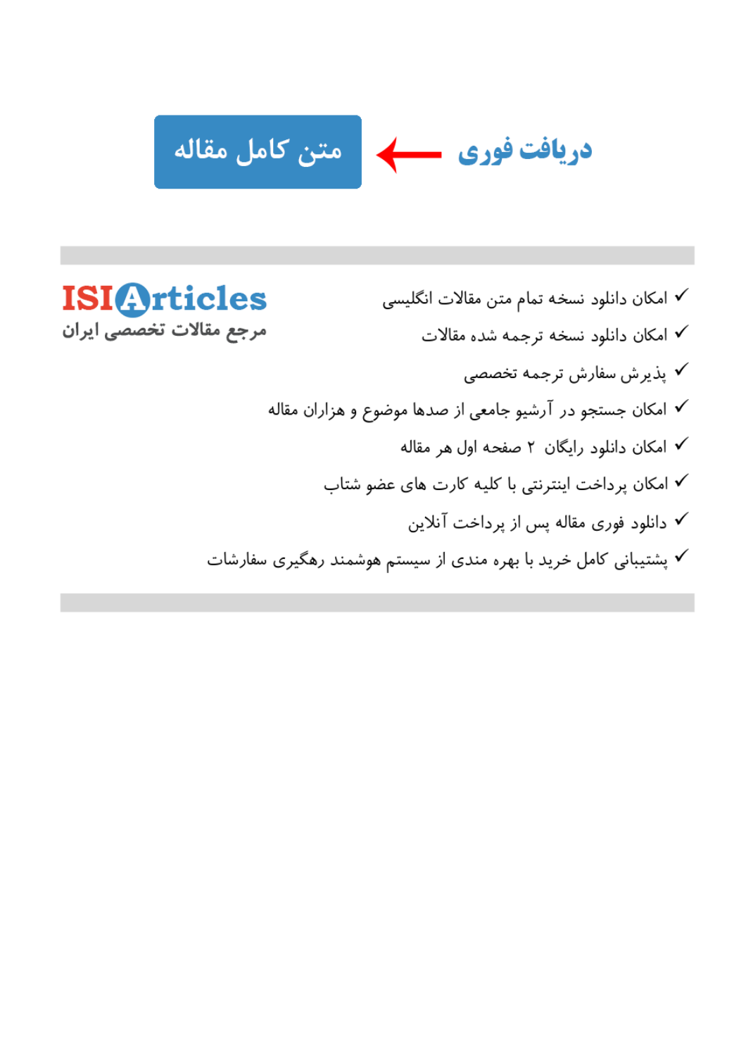دریافت فوری ← متن کامل مقاله

**ISIArticles**
مرجع مقالات تخصصی ایران

- ✓ امکان دانلود نسخه تمام متن مقالات انگلیسی
- ✓ امکان دانلود نسخه ترجمه شده مقالات
- ✓ پذیرش سفارش ترجمه تخصصی
- ✓ امکان جستجو در آرشیو جامعی از صدها موضوع و هزاران مقاله
- ✓ امکان دانلود رایگان ۲ صفحه اول هر مقاله
- ✓ امکان پرداخت اینترنتی با کلیه کارت های عضو شتاب
- ✓ دانلود فوری مقاله پس از پرداخت آنلاین
- ✓ پشتیبانی کامل خرید با بهره مندی از سیستم هوشمند رهگیری سفارشات